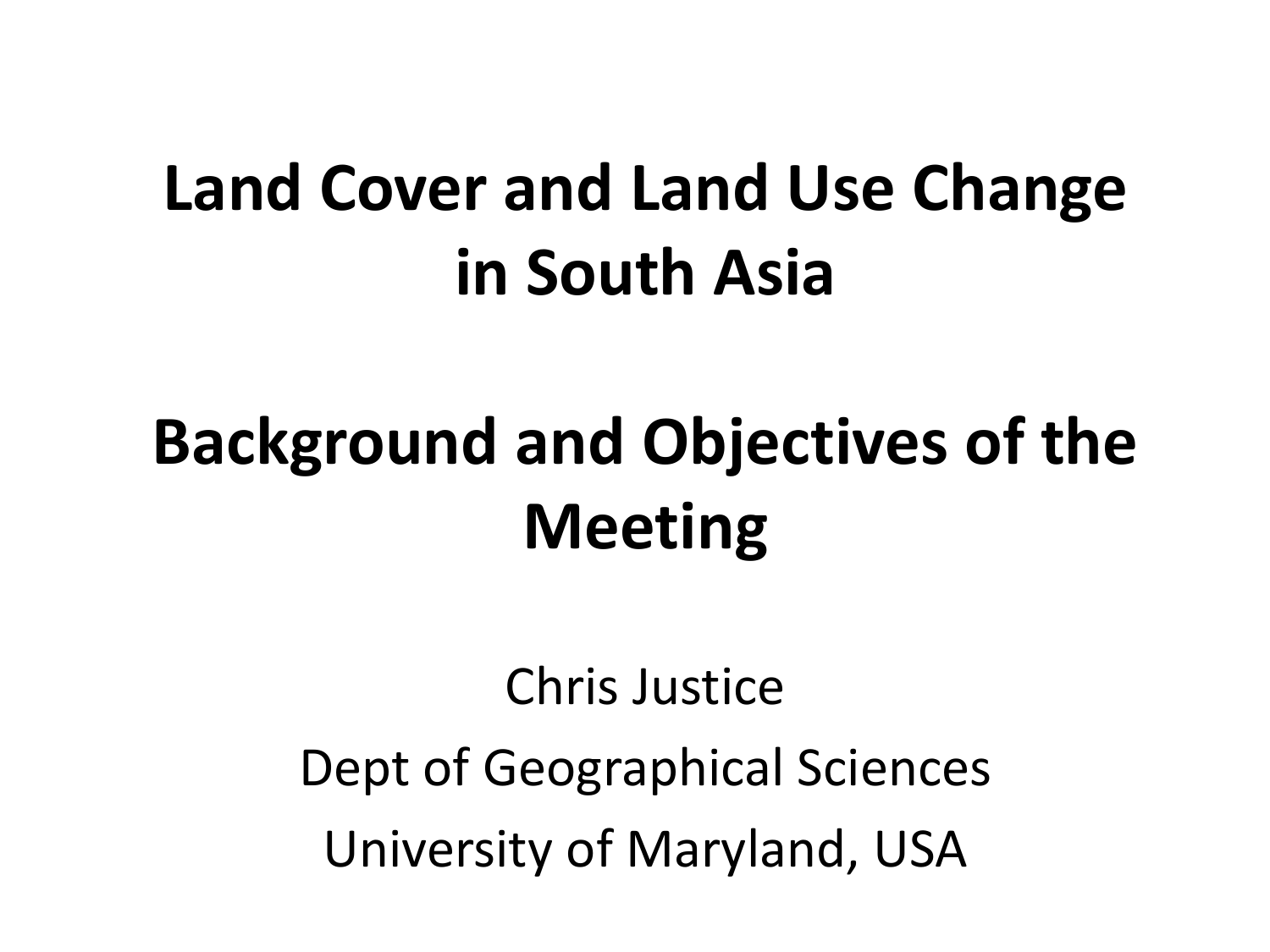# Land Cover and Land Use Change in South Asia

# Background and Objectives of the Meeting

Chris Justice

Dept of Geographical Sciences

University of Maryland, USA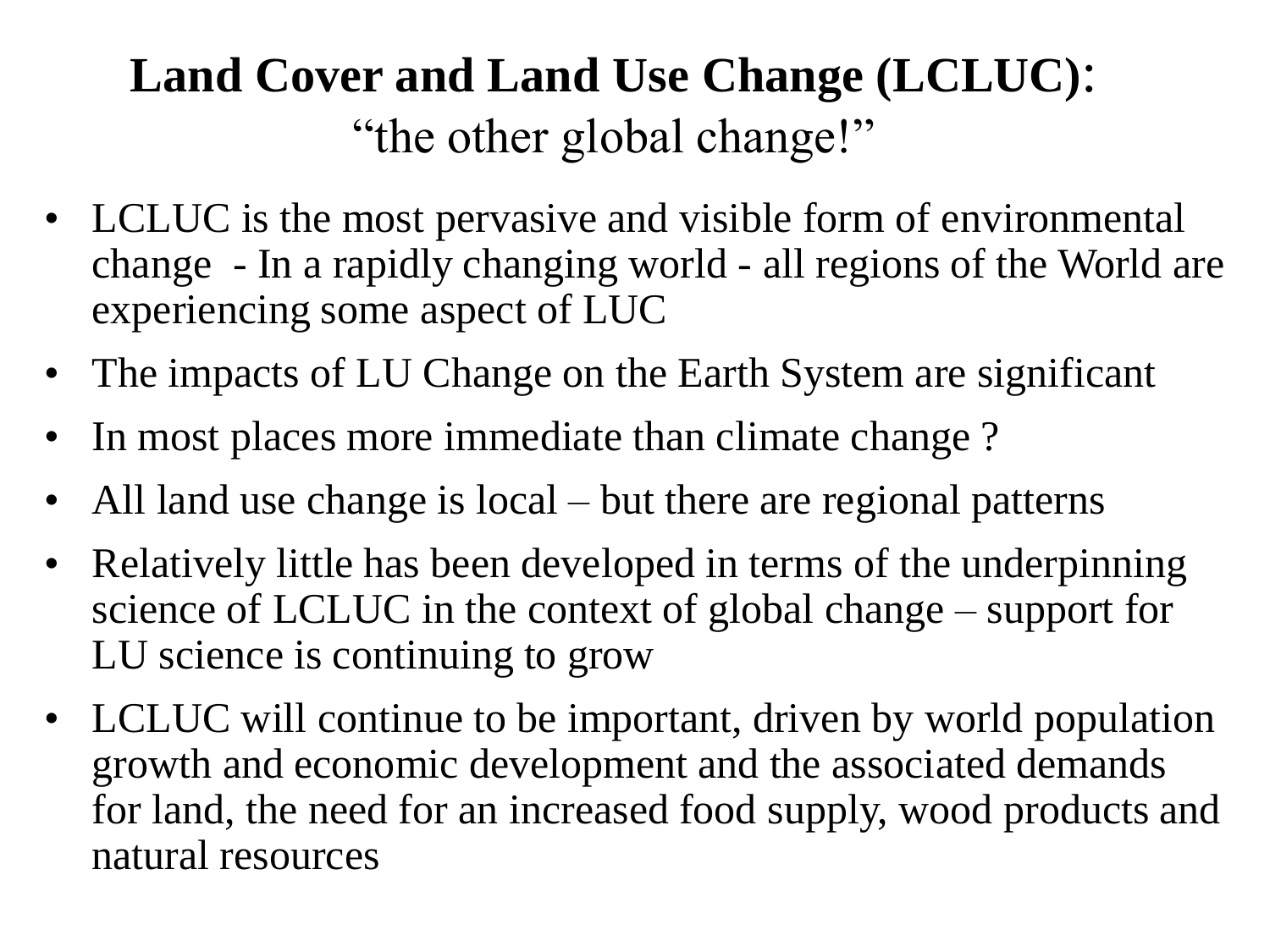# Land Cover and Land Use Change (LCLUC): "the other global change!"

- LCLUC is the most pervasive and visible form of environmental change - In a rapidly changing world - all regions of the World are experiencing some aspect of LUC
- The impacts of LU Change on the Earth System are significant
- In most places more immediate than climate change ?
- All land use change is local – but there are regional patterns
- Relatively little has been developed in terms of the underpinning science of LCLUC in the context of global change – support for LU science is continuing to grow
- LCLUC will continue to be important, driven by world population growth and economic development and the associated demands for land, the need for an increased food supply, wood products and natural resources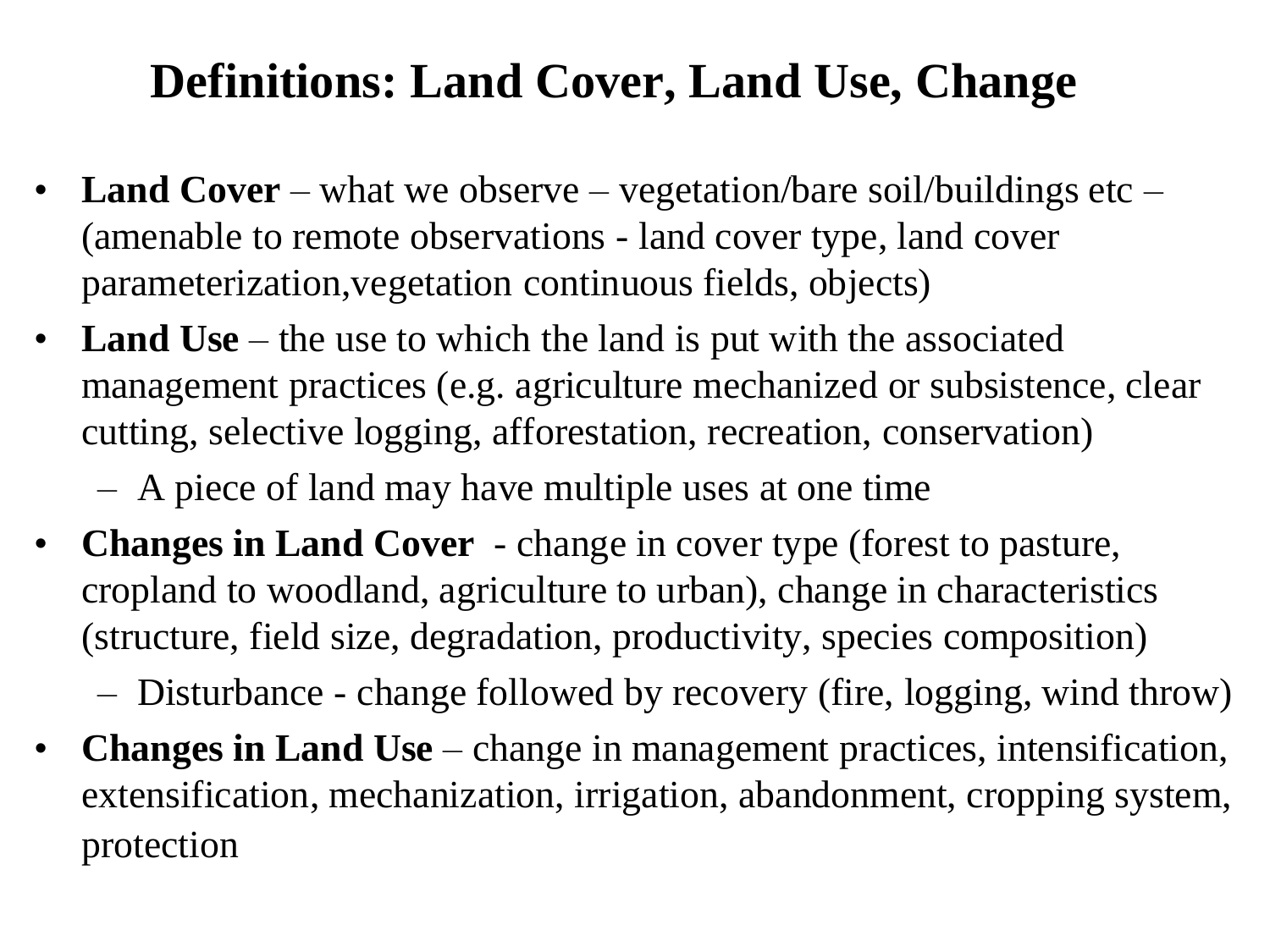# Definitions: Land Cover, Land Use, Change

- **Land Cover** – what we observe – vegetation/bare soil/buildings etc – (amenable to remote observations - land cover type, land cover parameterization,vegetation continuous fields, objects)
- **Land Use** – the use to which the land is put with the associated management practices (e.g. agriculture mechanized or subsistence, clear cutting, selective logging, afforestation, recreation, conservation)
  - A piece of land may have multiple uses at one time
- **Changes in Land Cover** - change in cover type (forest to pasture, cropland to woodland, agriculture to urban), change in characteristics (structure, field size, degradation, productivity, species composition)
  - Disturbance - change followed by recovery (fire, logging, wind throw)
- **Changes in Land Use** – change in management practices, intensification, extensification, mechanization, irrigation, abandonment, cropping system, protection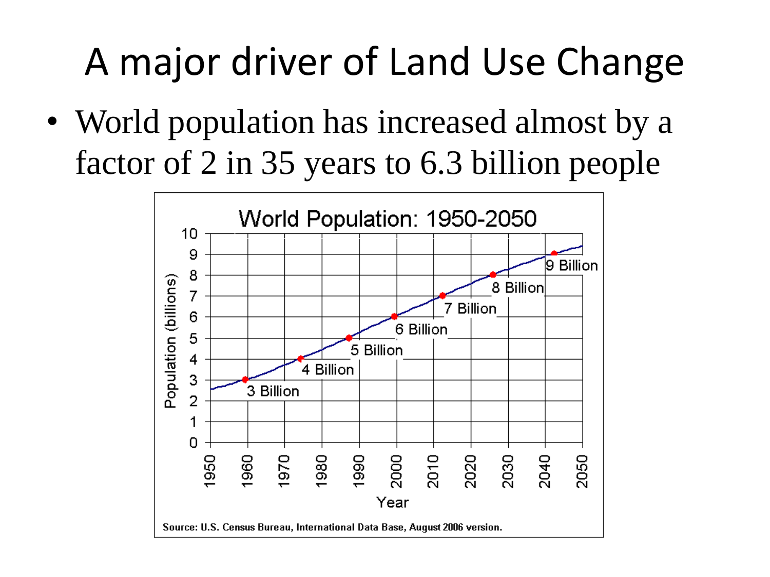# A major driver of Land Use Change

- World population has increased almost by a factor of 2 in 35 years to 6.3 billion people

World Population: 1950-2050

Source: U.S. Census Bureau, International Data Base, August 2006 version.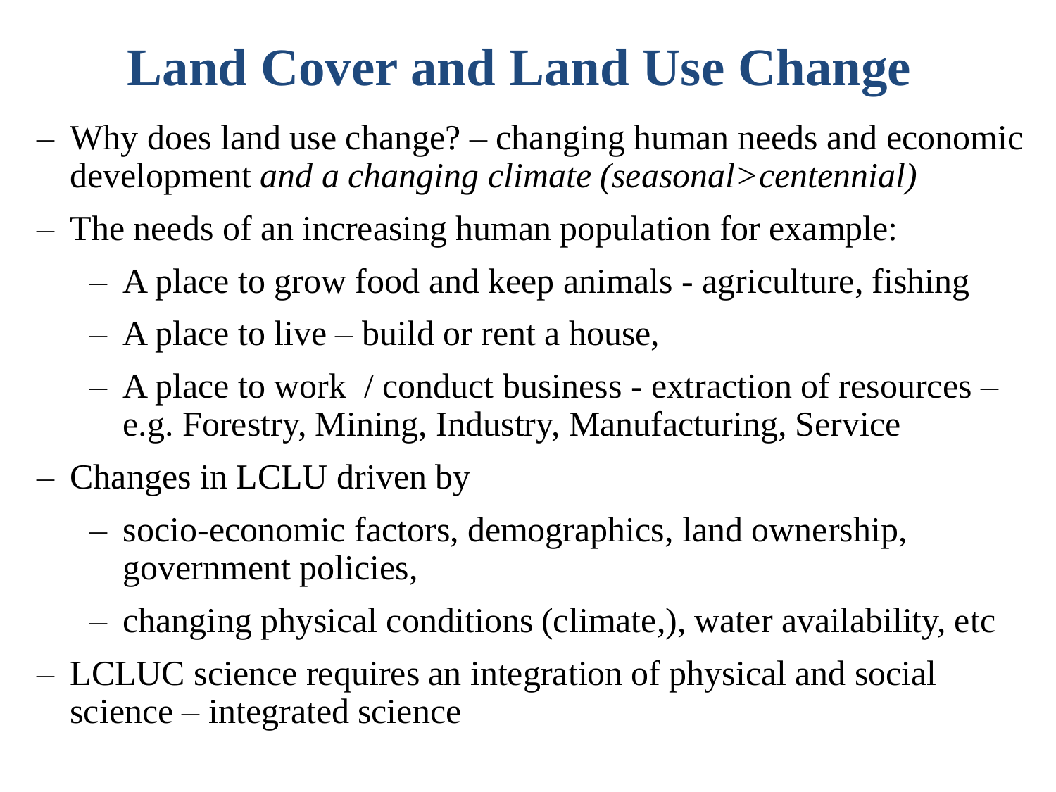# Land Cover and Land Use Change

- Why does land use change? – changing human needs and economic development *and a changing climate (seasonal>centennial)*
- The needs of an increasing human population for example:
  - A place to grow food and keep animals - agriculture, fishing
  - A place to live – build or rent a house,
  - A place to work / conduct business - extraction of resources – e.g. Forestry, Mining, Industry, Manufacturing, Service
- Changes in LCLU driven by
  - socio-economic factors, demographics, land ownership, government policies,
  - changing physical conditions (climate,), water availability, etc
- LCLUC science requires an integration of physical and social science – integrated science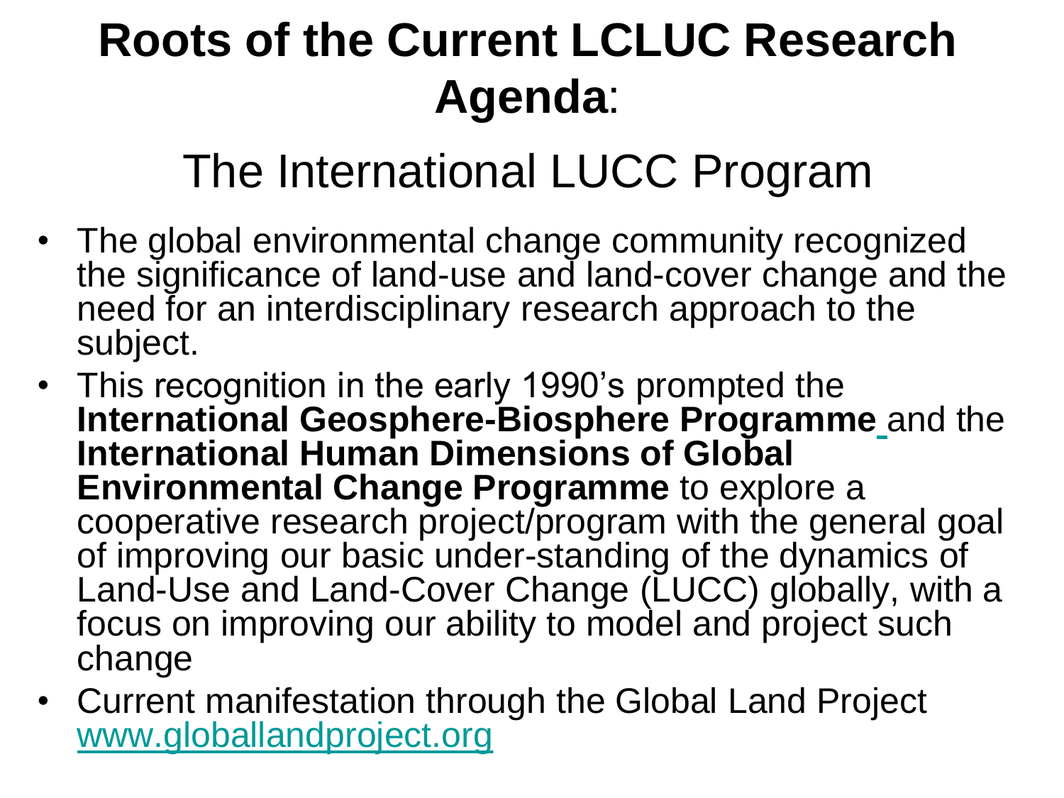# Roots of the Current LCLUC Research Agenda:

## The International LUCC Program

- The global environmental change community recognized the significance of land-use and land-cover change and the need for an interdisciplinary research approach to the subject.
- This recognition in the early 1990's prompted the **International Geosphere-Biosphere Programme** and the **International Human Dimensions of Global Environmental Change Programme** to explore a cooperative research project/program with the general goal of improving our basic under-standing of the dynamics of Land-Use and Land-Cover Change (LUCC) globally, with a focus on improving our ability to model and project such change
- Current manifestation through the Global Land Project [www.globallandproject.org](www.globallandproject.org)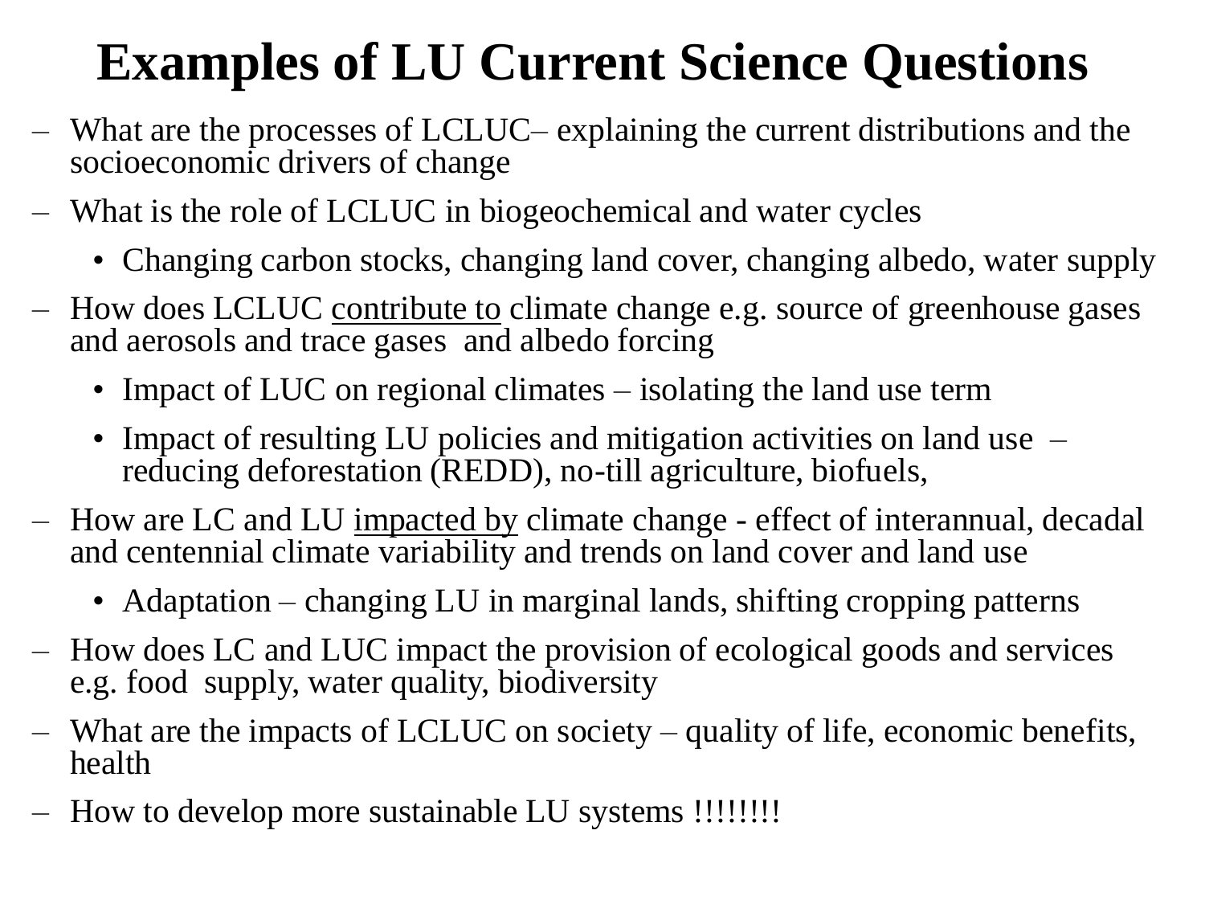# Examples of LU Current Science Questions

- What are the processes of LCLUC– explaining the current distributions and the socioeconomic drivers of change
- What is the role of LCLUC in biogeochemical and water cycles
  - Changing carbon stocks, changing land cover, changing albedo, water supply
- How does LCLUC <u>contribute to</u> climate change e.g. source of greenhouse gases and aerosols and trace gases and albedo forcing
  - Impact of LUC on regional climates – isolating the land use term
  - Impact of resulting LU policies and mitigation activities on land use – reducing deforestation (REDD), no-till agriculture, biofuels,
- How are LC and LU <u>impacted by</u> climate change - effect of interannual, decadal and centennial climate variability and trends on land cover and land use
  - Adaptation – changing LU in marginal lands, shifting cropping patterns
- How does LC and LUC impact the provision of ecological goods and services e.g. food supply, water quality, biodiversity
- What are the impacts of LCLUC on society – quality of life, economic benefits, health
- How to develop more sustainable LU systems !!!!!!!!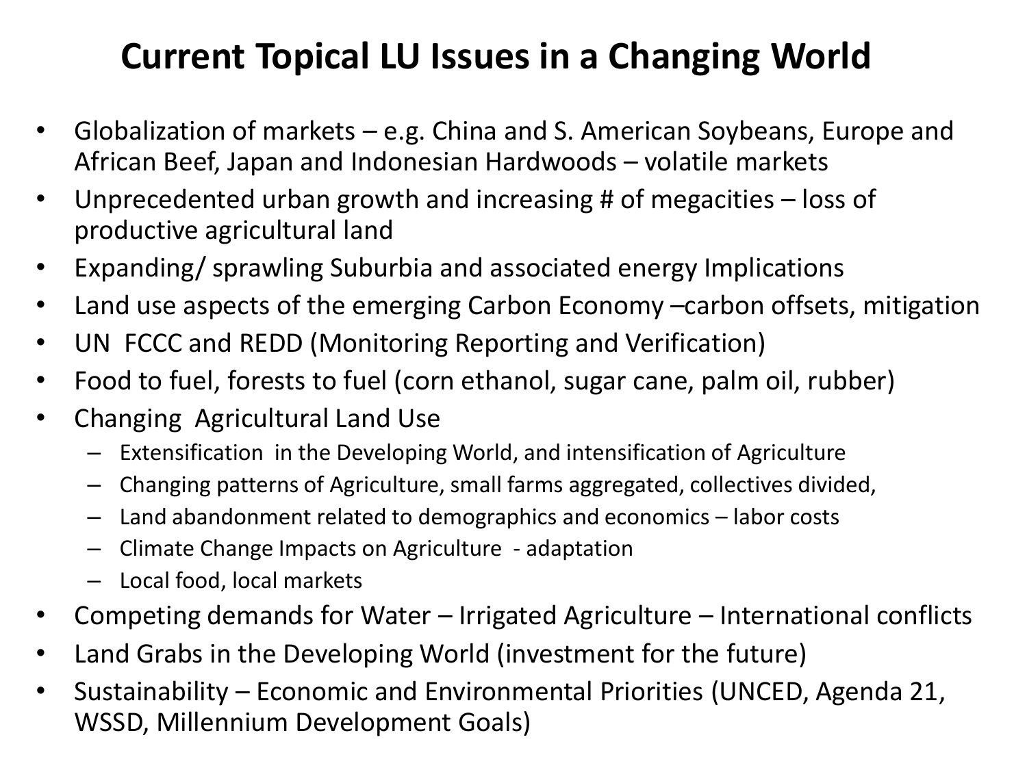# Current Topical LU Issues in a Changing World

- Globalization of markets – e.g. China and S. American Soybeans, Europe and African Beef, Japan and Indonesian Hardwoods – volatile markets
- Unprecedented urban growth and increasing # of megacities – loss of productive agricultural land
- Expanding/ sprawling Suburbia and associated energy Implications
- Land use aspects of the emerging Carbon Economy –carbon offsets, mitigation
- UN FCCC and REDD (Monitoring Reporting and Verification)
- Food to fuel, forests to fuel (corn ethanol, sugar cane, palm oil, rubber)
- Changing Agricultural Land Use
  - Extensification in the Developing World, and intensification of Agriculture
  - Changing patterns of Agriculture, small farms aggregated, collectives divided,
  - Land abandonment related to demographics and economics – labor costs
  - Climate Change Impacts on Agriculture - adaptation
  - Local food, local markets
- Competing demands for Water – Irrigated Agriculture – International conflicts
- Land Grabs in the Developing World (investment for the future)
- Sustainability – Economic and Environmental Priorities (UNCED, Agenda 21, WSSD, Millennium Development Goals)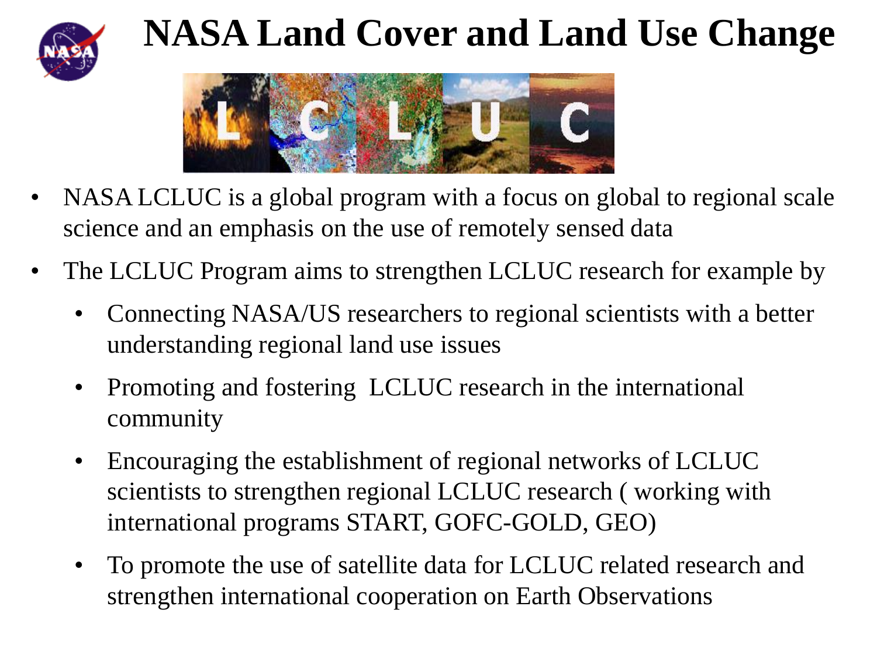# NASA Land Cover and Land Use Change

- NASA LCLUC is a global program with a focus on global to regional scale science and an emphasis on the use of remotely sensed data
- The LCLUC Program aims to strengthen LCLUC research for example by
  - Connecting NASA/US researchers to regional scientists with a better understanding regional land use issues
  - Promoting and fostering LCLUC research in the international community
  - Encouraging the establishment of regional networks of LCLUC scientists to strengthen regional LCLUC research ( working with international programs START, GOFC-GOLD, GEO)
  - To promote the use of satellite data for LCLUC related research and strengthen international cooperation on Earth Observations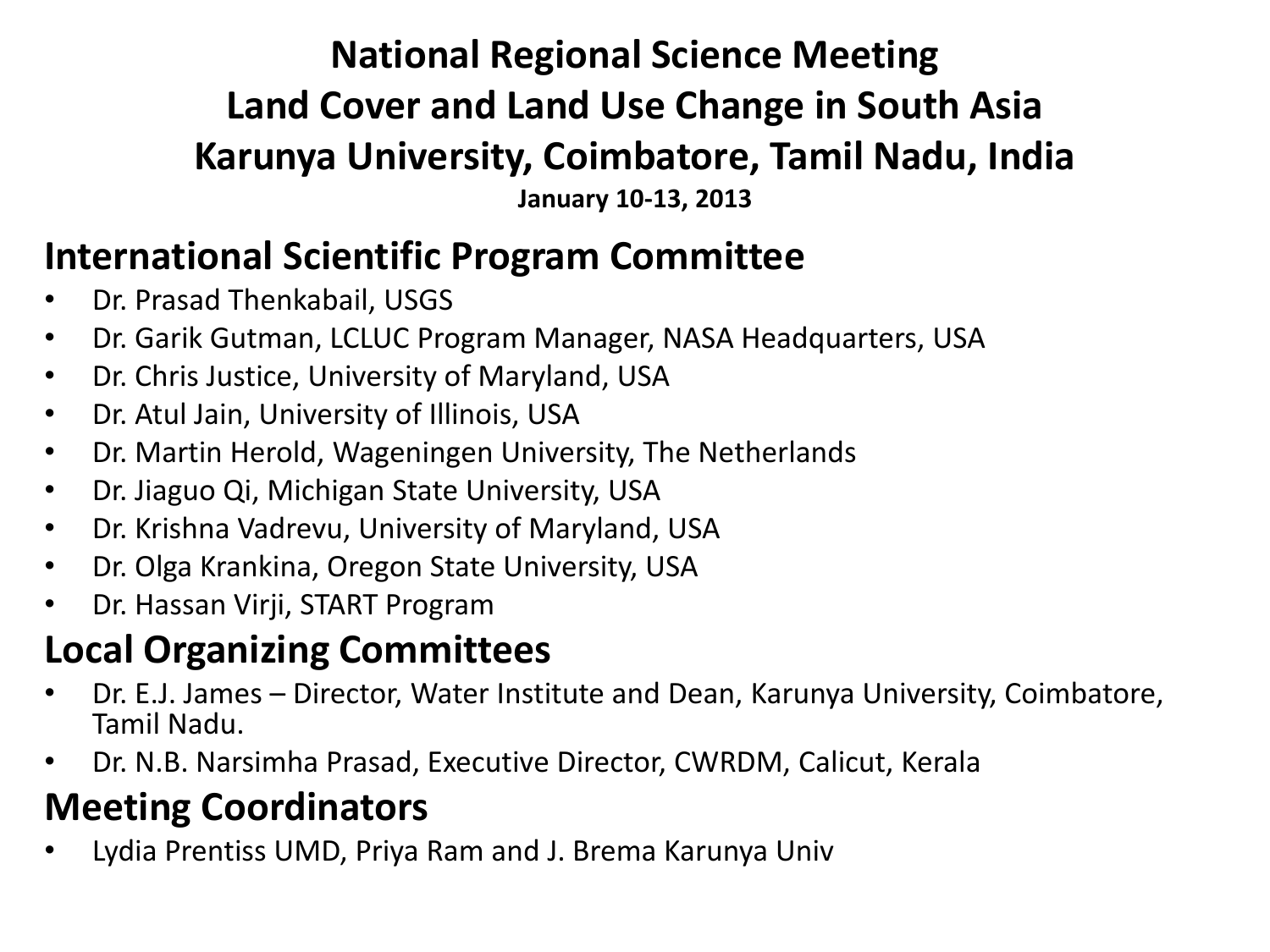# National Regional Science Meeting
# Land Cover and Land Use Change in South Asia
# Karunya University, Coimbatore, Tamil Nadu, India

**January 10-13, 2013**

## International Scientific Program Committee

- Dr. Prasad Thenkabail, USGS
- Dr. Garik Gutman, LCLUC Program Manager, NASA Headquarters, USA
- Dr. Chris Justice, University of Maryland, USA
- Dr. Atul Jain, University of Illinois, USA
- Dr. Martin Herold, Wageningen University, The Netherlands
- Dr. Jiaguo Qi, Michigan State University, USA
- Dr. Krishna Vadrevu, University of Maryland, USA
- Dr. Olga Krankina, Oregon State University, USA
- Dr. Hassan Virji, START Program

## Local Organizing Committees

- Dr. E.J. James – Director, Water Institute and Dean, Karunya University, Coimbatore, Tamil Nadu.
- Dr. N.B. Narsimha Prasad, Executive Director, CWRDM, Calicut, Kerala

## Meeting Coordinators

- Lydia Prentiss UMD, Priya Ram and J. Brema Karunya Univ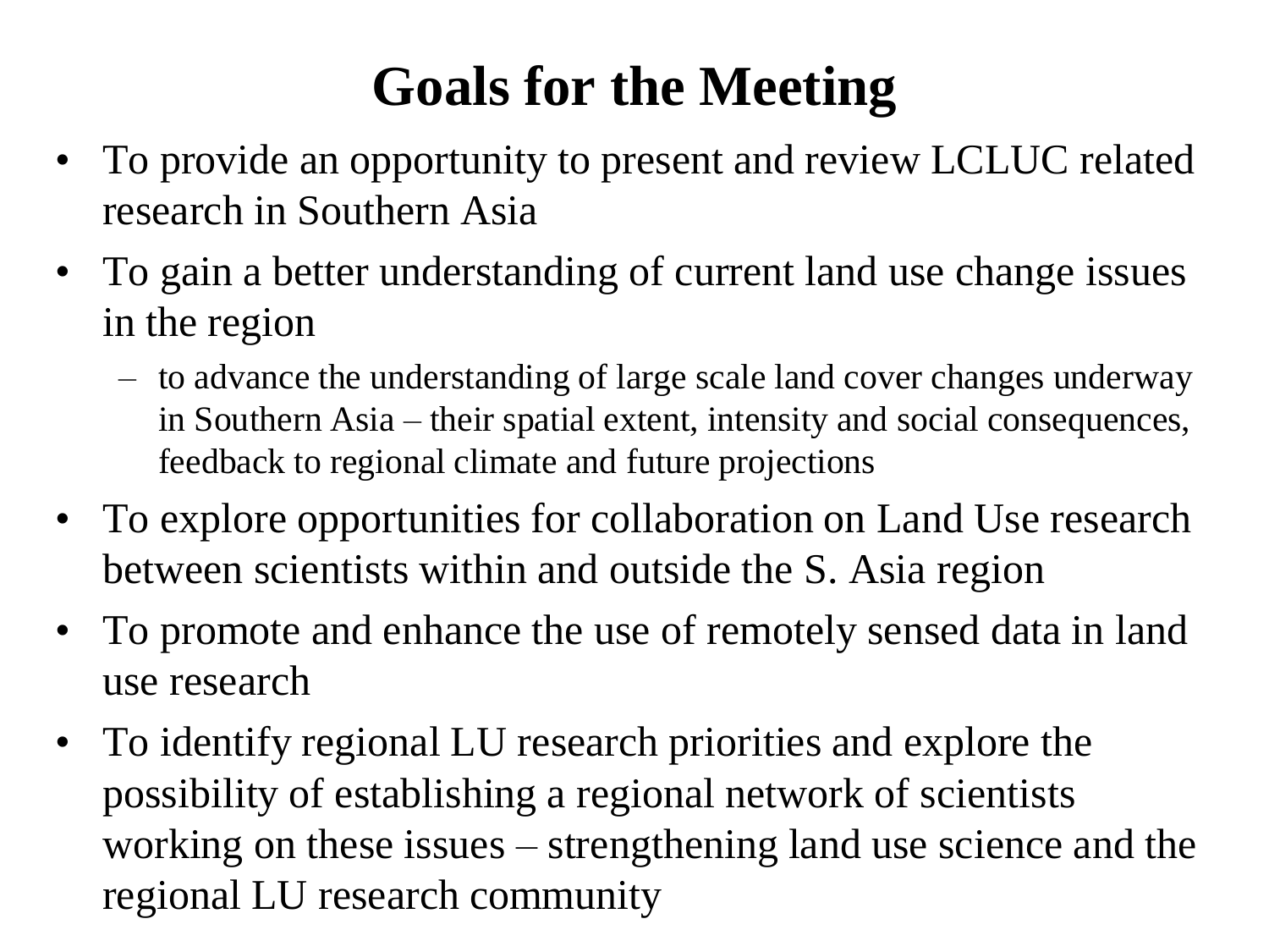# Goals for the Meeting

- To provide an opportunity to present and review LCLUC related research in Southern Asia
- To gain a better understanding of current land use change issues in the region
  - to advance the understanding of large scale land cover changes underway in Southern Asia – their spatial extent, intensity and social consequences, feedback to regional climate and future projections
- To explore opportunities for collaboration on Land Use research between scientists within and outside the S. Asia region
- To promote and enhance the use of remotely sensed data in land use research
- To identify regional LU research priorities and explore the possibility of establishing a regional network of scientists working on these issues – strengthening land use science and the regional LU research community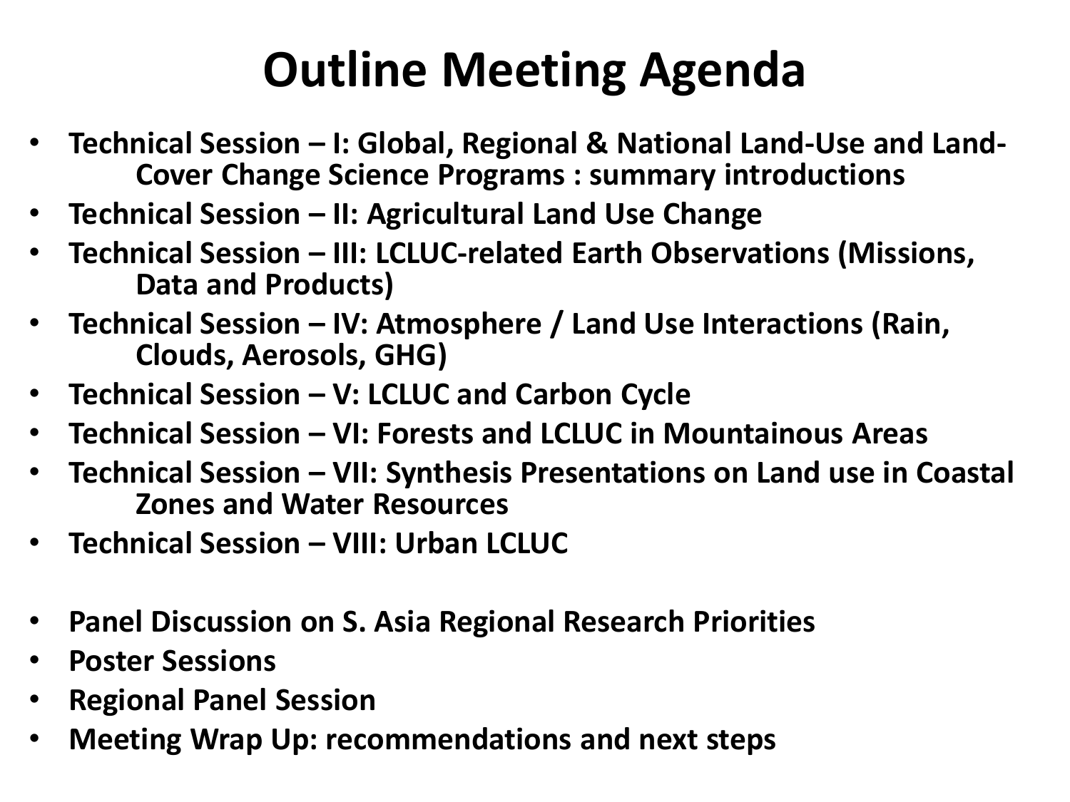# Outline Meeting Agenda

- **Technical Session – I: Global, Regional & National Land-Use and Land-Cover Change Science Programs : summary introductions**
- **Technical Session – II: Agricultural Land Use Change**
- **Technical Session – III: LCLUC-related Earth Observations (Missions, Data and Products)**
- **Technical Session – IV: Atmosphere / Land Use Interactions (Rain, Clouds, Aerosols, GHG)**
- **Technical Session – V: LCLUC and Carbon Cycle**
- **Technical Session – VI: Forests and LCLUC in Mountainous Areas**
- **Technical Session – VII: Synthesis Presentations on Land use in Coastal Zones and Water Resources**
- **Technical Session – VIII: Urban LCLUC**

- **Panel Discussion on S. Asia Regional Research Priorities**
- **Poster Sessions**
- **Regional Panel Session**
- **Meeting Wrap Up: recommendations and next steps**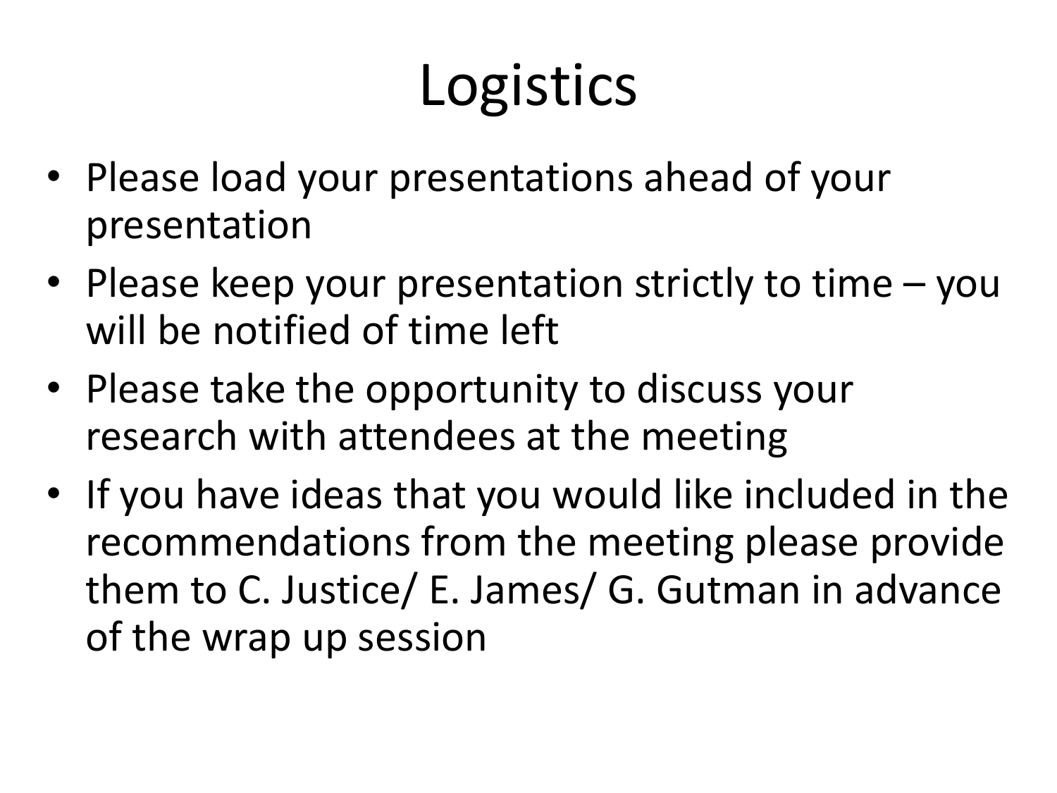# Logistics

- Please load your presentations ahead of your presentation
- Please keep your presentation strictly to time – you will be notified of time left
- Please take the opportunity to discuss your research with attendees at the meeting
- If you have ideas that you would like included in the recommendations from the meeting please provide them to C. Justice/ E. James/ G. Gutman in advance of the wrap up session